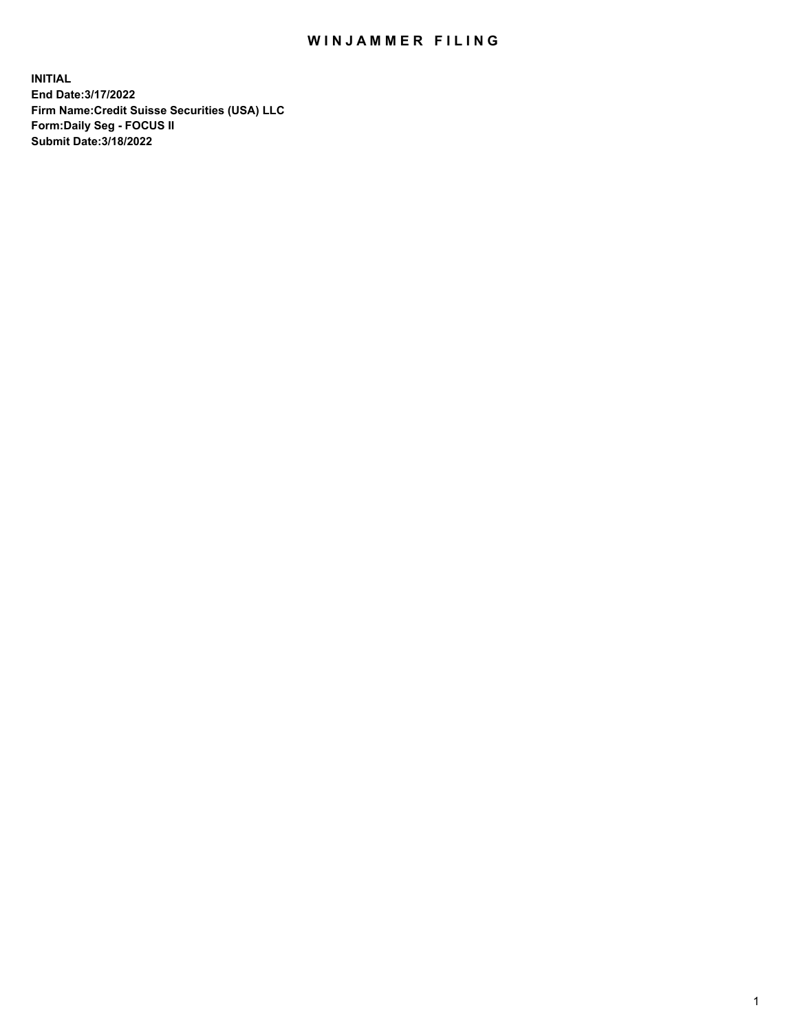# WINJAMMER FILING

**INITIAL**
**End Date:3/17/2022**
**Firm Name:Credit Suisse Securities (USA) LLC**
**Form:Daily Seg - FOCUS II**
**Submit Date:3/18/2022**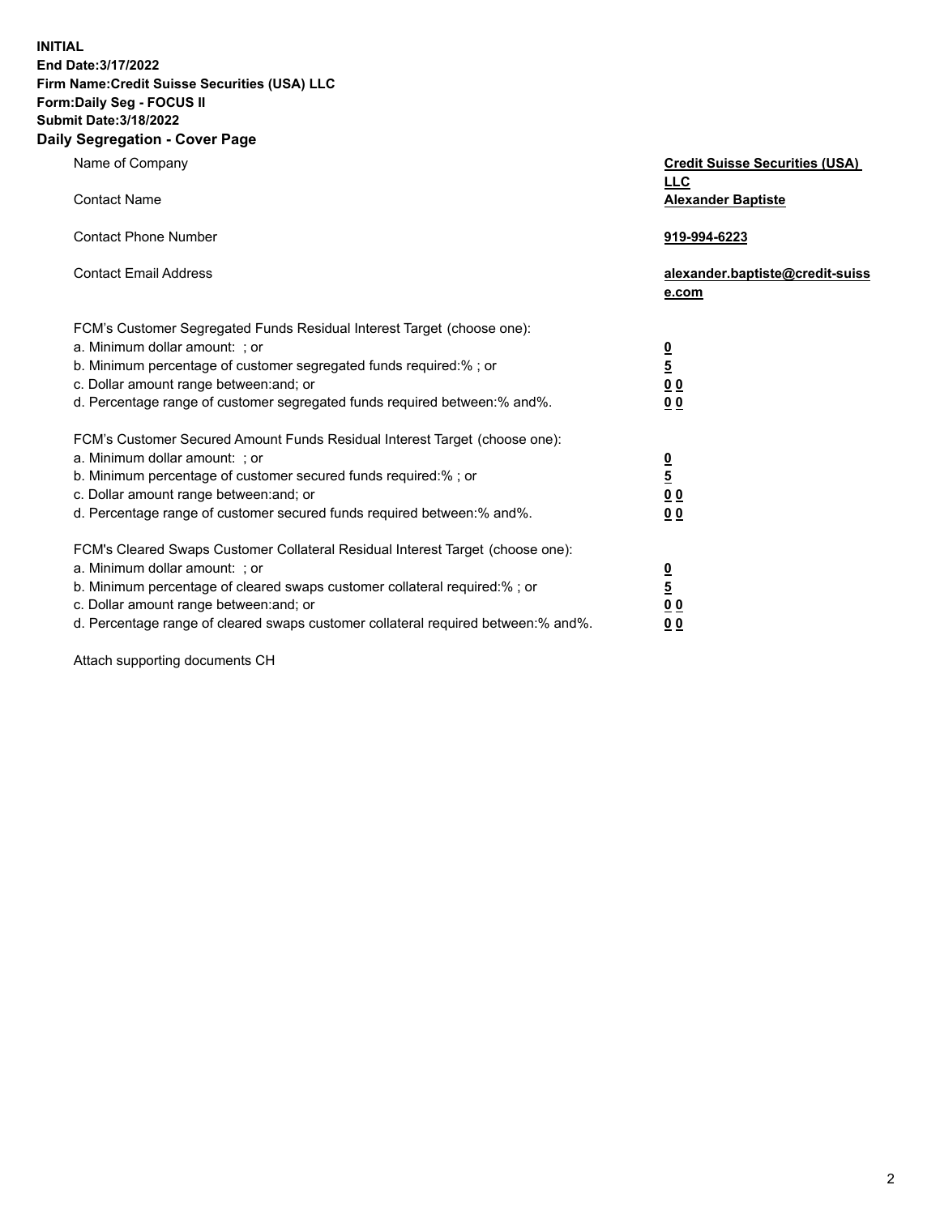**INITIAL**
**End Date:3/17/2022**
**Firm Name:Credit Suisse Securities (USA) LLC**
**Form:Daily Seg - FOCUS II**
**Submit Date:3/18/2022**

## Daily Segregation - Cover Page

| | |
|---|---|
| Name of Company | **Credit Suisse Securities (USA) LLC** |
| Contact Name | **Alexander Baptiste** |
| Contact Phone Number | **919-994-6223** |
| Contact Email Address | **alexander.baptiste@credit-suisse.com** |

FCM's Customer Segregated Funds Residual Interest Target (choose one):

| | |
|---|---|
| a. Minimum dollar amount: ; or | **0** |
| b. Minimum percentage of customer segregated funds required:% ; or | **5** |
| c. Dollar amount range between:and; or | **0 0** |
| d. Percentage range of customer segregated funds required between:% and%. | **0 0** |

FCM's Customer Secured Amount Funds Residual Interest Target (choose one):

| | |
|---|---|
| a. Minimum dollar amount: ; or | **0** |
| b. Minimum percentage of customer secured funds required:% ; or | **5** |
| c. Dollar amount range between:and; or | **0 0** |
| d. Percentage range of customer secured funds required between:% and%. | **0 0** |

FCM's Cleared Swaps Customer Collateral Residual Interest Target (choose one):

| | |
|---|---|
| a. Minimum dollar amount: ; or | **0** |
| b. Minimum percentage of cleared swaps customer collateral required:% ; or | **5** |
| c. Dollar amount range between:and; or | **0 0** |
| d. Percentage range of cleared swaps customer collateral required between:% and%. | **0 0** |

Attach supporting documents CH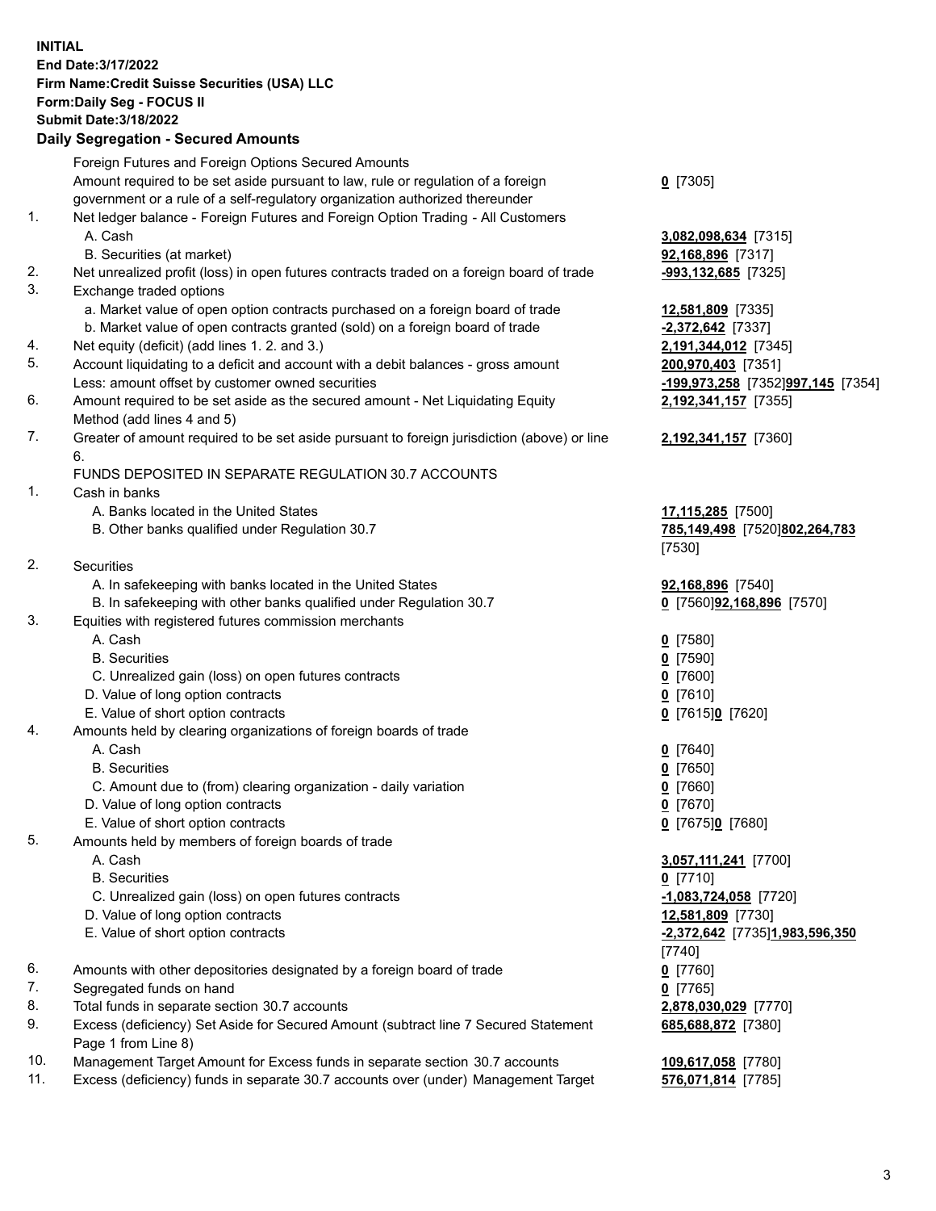**INITIAL**
**End Date:3/17/2022**
**Firm Name:Credit Suisse Securities (USA) LLC**
**Form:Daily Seg - FOCUS II**
**Submit Date:3/18/2022**

## Daily Segregation - Secured Amounts

| | | |
|---|---|---|
| | Foreign Futures and Foreign Options Secured Amounts | |
| | Amount required to be set aside pursuant to law, rule or regulation of a foreign government or a rule of a self-regulatory organization authorized thereunder | **0** [7305] |
| 1. | Net ledger balance - Foreign Futures and Foreign Option Trading - All Customers | |
| | A. Cash | **3,082,098,634** [7315] |
| | B. Securities (at market) | **92,168,896** [7317] |
| 2. | Net unrealized profit (loss) in open futures contracts traded on a foreign board of trade | **-993,132,685** [7325] |
| 3. | Exchange traded options | |
| | a. Market value of open option contracts purchased on a foreign board of trade | **12,581,809** [7335] |
| | b. Market value of open contracts granted (sold) on a foreign board of trade | **-2,372,642** [7337] |
| 4. | Net equity (deficit) (add lines 1. 2. and 3.) | **2,191,344,012** [7345] |
| 5. | Account liquidating to a deficit and account with a debit balances - gross amount | **200,970,403** [7351] |
| | Less: amount offset by customer owned securities | **-199,973,258** [7352]**997,145** [7354] |
| 6. | Amount required to be set aside as the secured amount - Net Liquidating Equity Method (add lines 4 and 5) | **2,192,341,157** [7355] |
| 7. | Greater of amount required to be set aside pursuant to foreign jurisdiction (above) or line 6. | **2,192,341,157** [7360] |
| | FUNDS DEPOSITED IN SEPARATE REGULATION 30.7 ACCOUNTS | |
| 1. | Cash in banks | |
| | A. Banks located in the United States | **17,115,285** [7500] |
| | B. Other banks qualified under Regulation 30.7 | **785,149,498** [7520]**802,264,783** [7530] |
| 2. | Securities | |
| | A. In safekeeping with banks located in the United States | **92,168,896** [7540] |
| | B. In safekeeping with other banks qualified under Regulation 30.7 | **0** [7560]**92,168,896** [7570] |
| 3. | Equities with registered futures commission merchants | |
| | A. Cash | **0** [7580] |
| | B. Securities | **0** [7590] |
| | C. Unrealized gain (loss) on open futures contracts | **0** [7600] |
| | D. Value of long option contracts | **0** [7610] |
| | E. Value of short option contracts | **0** [7615]**0** [7620] |
| 4. | Amounts held by clearing organizations of foreign boards of trade | |
| | A. Cash | **0** [7640] |
| | B. Securities | **0** [7650] |
| | C. Amount due to (from) clearing organization - daily variation | **0** [7660] |
| | D. Value of long option contracts | **0** [7670] |
| | E. Value of short option contracts | **0** [7675]**0** [7680] |
| 5. | Amounts held by members of foreign boards of trade | |
| | A. Cash | **3,057,111,241** [7700] |
| | B. Securities | **0** [7710] |
| | C. Unrealized gain (loss) on open futures contracts | **-1,083,724,058** [7720] |
| | D. Value of long option contracts | **12,581,809** [7730] |
| | E. Value of short option contracts | **-2,372,642** [7735]**1,983,596,350** [7740] |
| 6. | Amounts with other depositories designated by a foreign board of trade | **0** [7760] |
| 7. | Segregated funds on hand | **0** [7765] |
| 8. | Total funds in separate section 30.7 accounts | **2,878,030,029** [7770] |
| 9. | Excess (deficiency) Set Aside for Secured Amount (subtract line 7 Secured Statement Page 1 from Line 8) | **685,688,872** [7380] |
| 10. | Management Target Amount for Excess funds in separate section 30.7 accounts | **109,617,058** [7780] |
| 11. | Excess (deficiency) funds in separate 30.7 accounts over (under) Management Target | **576,071,814** [7785] |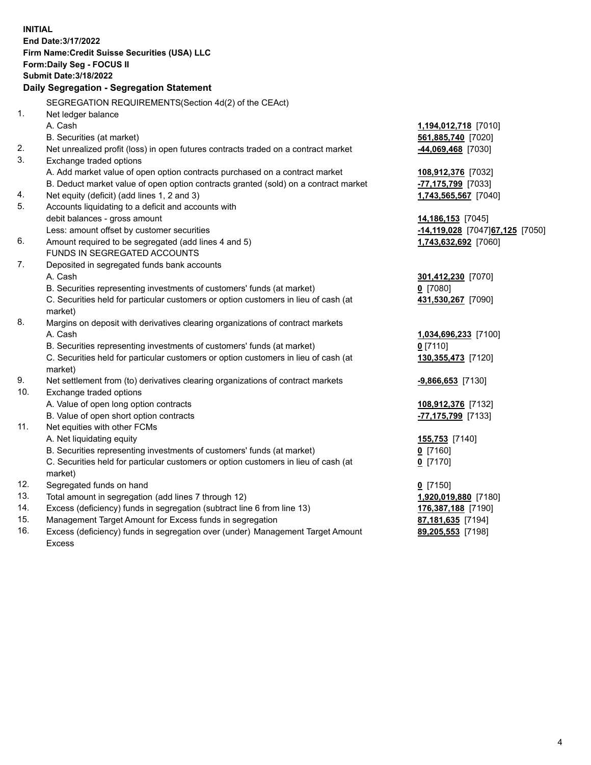**INITIAL**
**End Date:3/17/2022**
**Firm Name:Credit Suisse Securities (USA) LLC**
**Form:Daily Seg - FOCUS II**
**Submit Date:3/18/2022**

## Daily Segregation - Segregation Statement

SEGREGATION REQUIREMENTS(Section 4d(2) of the CEAct)

| | | |
|---|---|---|
| 1. | Net ledger balance | |
| | A. Cash | **1,194,012,718** [7010] |
| | B. Securities (at market) | **561,885,740** [7020] |
| 2. | Net unrealized profit (loss) in open futures contracts traded on a contract market | **-44,069,468** [7030] |
| 3. | Exchange traded options | |
| | A. Add market value of open option contracts purchased on a contract market | **108,912,376** [7032] |
| | B. Deduct market value of open option contracts granted (sold) on a contract market | **-77,175,799** [7033] |
| 4. | Net equity (deficit) (add lines 1, 2 and 3) | **1,743,565,567** [7040] |
| 5. | Accounts liquidating to a deficit and accounts with debit balances - gross amount | **14,186,153** [7045] |
| | Less: amount offset by customer securities | **-14,119,028** [7047] **67,125** [7050] |
| 6. | Amount required to be segregated (add lines 4 and 5) | **1,743,632,692** [7060] |
| | FUNDS IN SEGREGATED ACCOUNTS | |
| 7. | Deposited in segregated funds bank accounts | |
| | A. Cash | **301,412,230** [7070] |
| | B. Securities representing investments of customers' funds (at market) | **0** [7080] |
| | C. Securities held for particular customers or option customers in lieu of cash (at market) | **431,530,267** [7090] |
| 8. | Margins on deposit with derivatives clearing organizations of contract markets | |
| | A. Cash | **1,034,696,233** [7100] |
| | B. Securities representing investments of customers' funds (at market) | **0** [7110] |
| | C. Securities held for particular customers or option customers in lieu of cash (at market) | **130,355,473** [7120] |
| 9. | Net settlement from (to) derivatives clearing organizations of contract markets | **-9,866,653** [7130] |
| 10. | Exchange traded options | |
| | A. Value of open long option contracts | **108,912,376** [7132] |
| | B. Value of open short option contracts | **-77,175,799** [7133] |
| 11. | Net equities with other FCMs | |
| | A. Net liquidating equity | **155,753** [7140] |
| | B. Securities representing investments of customers' funds (at market) | **0** [7160] |
| | C. Securities held for particular customers or option customers in lieu of cash (at market) | **0** [7170] |
| 12. | Segregated funds on hand | **0** [7150] |
| 13. | Total amount in segregation (add lines 7 through 12) | **1,920,019,880** [7180] |
| 14. | Excess (deficiency) funds in segregation (subtract line 6 from line 13) | **176,387,188** [7190] |
| 15. | Management Target Amount for Excess funds in segregation | **87,181,635** [7194] |
| 16. | Excess (deficiency) funds in segregation over (under) Management Target Amount Excess | **89,205,553** [7198] |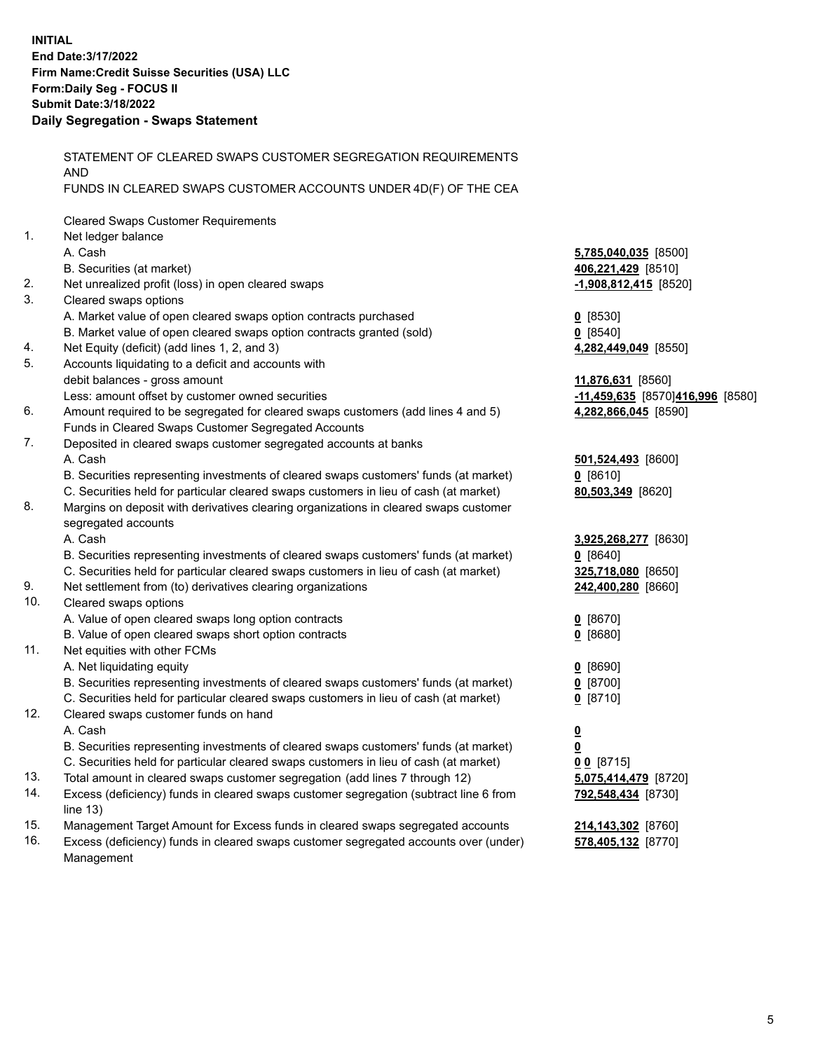**INITIAL**
**End Date:3/17/2022**
**Firm Name:Credit Suisse Securities (USA) LLC**
**Form:Daily Seg - FOCUS II**
**Submit Date:3/18/2022**
**Daily Segregation - Swaps Statement**

STATEMENT OF CLEARED SWAPS CUSTOMER SEGREGATION REQUIREMENTS AND
FUNDS IN CLEARED SWAPS CUSTOMER ACCOUNTS UNDER 4D(F) OF THE CEA

| | | |
|---|---|---|
| | Cleared Swaps Customer Requirements | |
| 1. | Net ledger balance | |
| | A. Cash | **5,785,040,035** [8500] |
| | B. Securities (at market) | **406,221,429** [8510] |
| 2. | Net unrealized profit (loss) in open cleared swaps | **-1,908,812,415** [8520] |
| 3. | Cleared swaps options | |
| | A. Market value of open cleared swaps option contracts purchased | **0** [8530] |
| | B. Market value of open cleared swaps option contracts granted (sold) | **0** [8540] |
| 4. | Net Equity (deficit) (add lines 1, 2, and 3) | **4,282,449,049** [8550] |
| 5. | Accounts liquidating to a deficit and accounts with debit balances - gross amount | **11,876,631** [8560] |
| | Less: amount offset by customer owned securities | **-11,459,635** [8570]**416,996** [8580] |
| 6. | Amount required to be segregated for cleared swaps customers (add lines 4 and 5) | **4,282,866,045** [8590] |
| | Funds in Cleared Swaps Customer Segregated Accounts | |
| 7. | Deposited in cleared swaps customer segregated accounts at banks | |
| | A. Cash | **501,524,493** [8600] |
| | B. Securities representing investments of cleared swaps customers' funds (at market) | **0** [8610] |
| | C. Securities held for particular cleared swaps customers in lieu of cash (at market) | **80,503,349** [8620] |
| 8. | Margins on deposit with derivatives clearing organizations in cleared swaps customer segregated accounts | |
| | A. Cash | **3,925,268,277** [8630] |
| | B. Securities representing investments of cleared swaps customers' funds (at market) | **0** [8640] |
| | C. Securities held for particular cleared swaps customers in lieu of cash (at market) | **325,718,080** [8650] |
| 9. | Net settlement from (to) derivatives clearing organizations | **242,400,280** [8660] |
| 10. | Cleared swaps options | |
| | A. Value of open cleared swaps long option contracts | **0** [8670] |
| | B. Value of open cleared swaps short option contracts | **0** [8680] |
| 11. | Net equities with other FCMs | |
| | A. Net liquidating equity | **0** [8690] |
| | B. Securities representing investments of cleared swaps customers' funds (at market) | **0** [8700] |
| | C. Securities held for particular cleared swaps customers in lieu of cash (at market) | **0** [8710] |
| 12. | Cleared swaps customer funds on hand | |
| | A. Cash | **0** |
| | B. Securities representing investments of cleared swaps customers' funds (at market) | **0** |
| | C. Securities held for particular cleared swaps customers in lieu of cash (at market) | **0** **0** [8715] |
| 13. | Total amount in cleared swaps customer segregation (add lines 7 through 12) | **5,075,414,479** [8720] |
| 14. | Excess (deficiency) funds in cleared swaps customer segregation (subtract line 6 from line 13) | **792,548,434** [8730] |
| 15. | Management Target Amount for Excess funds in cleared swaps segregated accounts | **214,143,302** [8760] |
| 16. | Excess (deficiency) funds in cleared swaps customer segregated accounts over (under) Management | **578,405,132** [8770] |